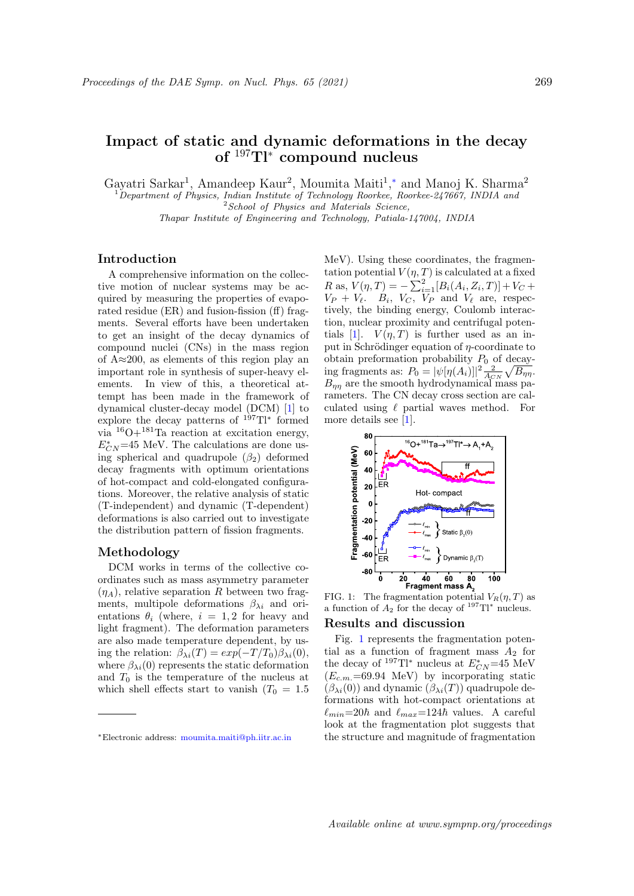# Impact of static and dynamic deformations in the decay of $^{197}$Tl$^*$ compound nucleus

Gayatri Sarkar[1], Amandeep Kaur[2], Moumita Maiti[1,*] and Manoj K. Sharma[2]

[1] *Department of Physics, Indian Institute of Technology Roorkee, Roorkee-247667, INDIA and*
[2] *School of Physics and Materials Science, Thapar Institute of Engineering and Technology, Patiala-147004, INDIA*

## Introduction

A comprehensive information on the collective motion of nuclear systems may be acquired by measuring the properties of evaporated residue (ER) and fusion-fission (ff) fragments. Several efforts have been undertaken to get an insight of the decay dynamics of compound nuclei (CNs) in the mass region of A≈200, as elements of this region play an important role in synthesis of super-heavy elements. In view of this, a theoretical attempt has been made in the framework of dynamical cluster-decay model (DCM) [1] to explore the decay patterns of $^{197}$Tl$^*$ formed via $^{16}$O+$^{181}$Ta reaction at excitation energy, $E^*_{CN}$=45 MeV. The calculations are done using spherical and quadrupole ($\beta_2$) deformed decay fragments with optimum orientations of hot-compact and cold-elongated configurations. Moreover, the relative analysis of static (T-independent) and dynamic (T-dependent) deformations is also carried out to investigate the distribution pattern of fission fragments.

## Methodology

DCM works in terms of the collective coordinates such as mass asymmetry parameter ($\eta_A$), relative separation $R$ between two fragments, multipole deformations $\beta_{\lambda i}$ and orientations $\theta_i$ (where, $i = 1, 2$ for heavy and light fragment). The deformation parameters are also made temperature dependent, by using the relation: $\beta_{\lambda i}(T) = exp(-T/T_0)\beta_{\lambda i}(0)$, where $\beta_{\lambda i}(0)$ represents the static deformation and $T_0$ is the temperature of the nucleus at which shell effects start to vanish ($T_0$ = 1.5 MeV). Using these coordinates, the fragmentation potential $V(\eta, T)$ is calculated at a fixed $R$ as, $V(\eta, T) = -\sum_{i=1}^{2}[B_i(A_i, Z_i, T)] + V_C + V_P + V_\ell$. $B_i$, $V_C$, $V_P$ and $V_\ell$ are, respectively, the binding energy, Coulomb interaction, nuclear proximity and centrifugal potentials [1]. $V(\eta, T)$ is further used as an input in Schrödinger equation of $\eta$-coordinate to obtain preformation probability $P_0$ of decaying fragments as: $P_0 = |\psi[\eta(A_i)]|^2 \frac{2}{A_{CN}}\sqrt{B_{\eta\eta}}$. $B_{\eta\eta}$ are the smooth hydrodynamical mass parameters. The CN decay cross section are calculated using $\ell$ partial waves method. For more details see [1].

FIG. 1: The fragmentation potential $V_R(\eta, T)$ as a function of $A_2$ for the decay of $^{197}$Tl$^*$ nucleus.

## Results and discussion

Fig. 1 represents the fragmentation potential as a function of fragment mass $A_2$ for the decay of $^{197}$Tl$^*$ nucleus at $E^*_{CN}$=45 MeV ($E_{c.m.}$=69.94 MeV) by incorporating static ($\beta_{\lambda i}(0)$) and dynamic ($\beta_{\lambda i}(T)$) quadrupole deformations with hot-compact orientations at $\ell_{min}$=20$\hbar$ and $\ell_{max}$=124$\hbar$ values. A careful look at the fragmentation plot suggests that the structure and magnitude of fragmentation

*Electronic address: moumita.maiti@ph.iitr.ac.in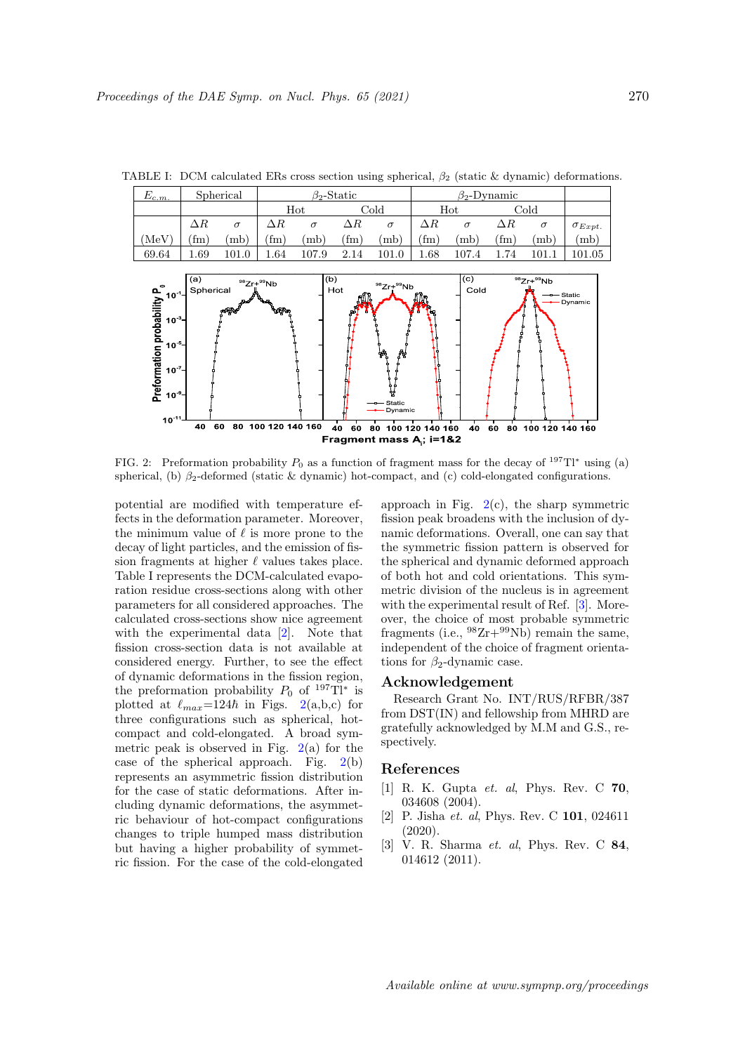TABLE I: DCM calculated ERs cross section using spherical, $\beta_2$ (static & dynamic) deformations.

| $E_{c.m.}$ | Spherical | | $\beta_2$-Static | | | | $\beta_2$-Dynamic | | | | |
|---|---|---|---|---|---|---|---|---|---|---|---|
| | | | Hot | | Cold | | Hot | | Cold | | |
| | $\Delta R$ | $\sigma$ | $\Delta R$ | $\sigma$ | $\Delta R$ | $\sigma$ | $\Delta R$ | $\sigma$ | $\Delta R$ | $\sigma$ | $\sigma_{Expt.}$ |
| (MeV) | (fm) | (mb) | (fm) | (mb) | (fm) | (mb) | (fm) | (mb) | (fm) | (mb) | (mb) |
| 69.64 | 1.69 | 101.0 | 1.64 | 107.9 | 2.14 | 101.0 | 1.68 | 107.4 | 1.74 | 101.1 | 101.05 |

(a) Spherical $^{98}$Zr+$^{99}$Nb
(b) Hot $^{98}$Zr+$^{99}$Nb
(c) Cold $^{98}$Zr+$^{99}$Nb
Static
Dynamic
Preformation probability $P_0$
$10^{-1}$ $10^{-3}$ $10^{-5}$ $10^{-7}$ $10^{-9}$ $10^{-11}$
40 60 80 100 120 140 160
Fragment mass $A_i$; i=1&2

FIG. 2: Preformation probability $P_0$ as a function of fragment mass for the decay of $^{197}$Tl$^*$ using (a) spherical, (b) $\beta_2$-deformed (static & dynamic) hot-compact, and (c) cold-elongated configurations.

potential are modified with temperature effects in the deformation parameter. Moreover, the minimum value of $\ell$ is more prone to the decay of light particles, and the emission of fission fragments at higher $\ell$ values takes place. Table I represents the DCM-calculated evaporation residue cross-sections along with other parameters for all considered approaches. The calculated cross-sections show nice agreement with the experimental data [2]. Note that fission cross-section data is not available at considered energy. Further, to see the effect of dynamic deformations in the fission region, the preformation probability $P_0$ of $^{197}$Tl$^*$ is plotted at $\ell_{max}$=124$\hbar$ in Figs. 2(a,b,c) for three configurations such as spherical, hot-compact and cold-elongated. A broad symmetric peak is observed in Fig. 2(a) for the case of the spherical approach. Fig. 2(b) represents an asymmetric fission distribution for the case of static deformations. After including dynamic deformations, the asymmetric behaviour of hot-compact configurations changes to triple humped mass distribution but having a higher probability of symmetric fission. For the case of the cold-elongated approach in Fig. 2(c), the sharp symmetric fission peak broadens with the inclusion of dynamic deformations. Overall, one can say that the symmetric fission pattern is observed for the spherical and dynamic deformed approach of both hot and cold orientations. This symmetric division of the nucleus is in agreement with the experimental result of Ref. [3]. Moreover, the choice of most probable symmetric fragments (i.e., $^{98}$Zr+$^{99}$Nb) remain the same, independent of the choice of fragment orientations for $\beta_2$-dynamic case.

## Acknowledgement

Research Grant No. INT/RUS/RFBR/387 from DST(IN) and fellowship from MHRD are gratefully acknowledged by M.M and G.S., respectively.

## References

[1] R. K. Gupta *et. al*, Phys. Rev. C **70**, 034608 (2004).

[2] P. Jisha *et. al*, Phys. Rev. C **101**, 024611 (2020).

[3] V. R. Sharma *et. al*, Phys. Rev. C **84**, 014612 (2011).